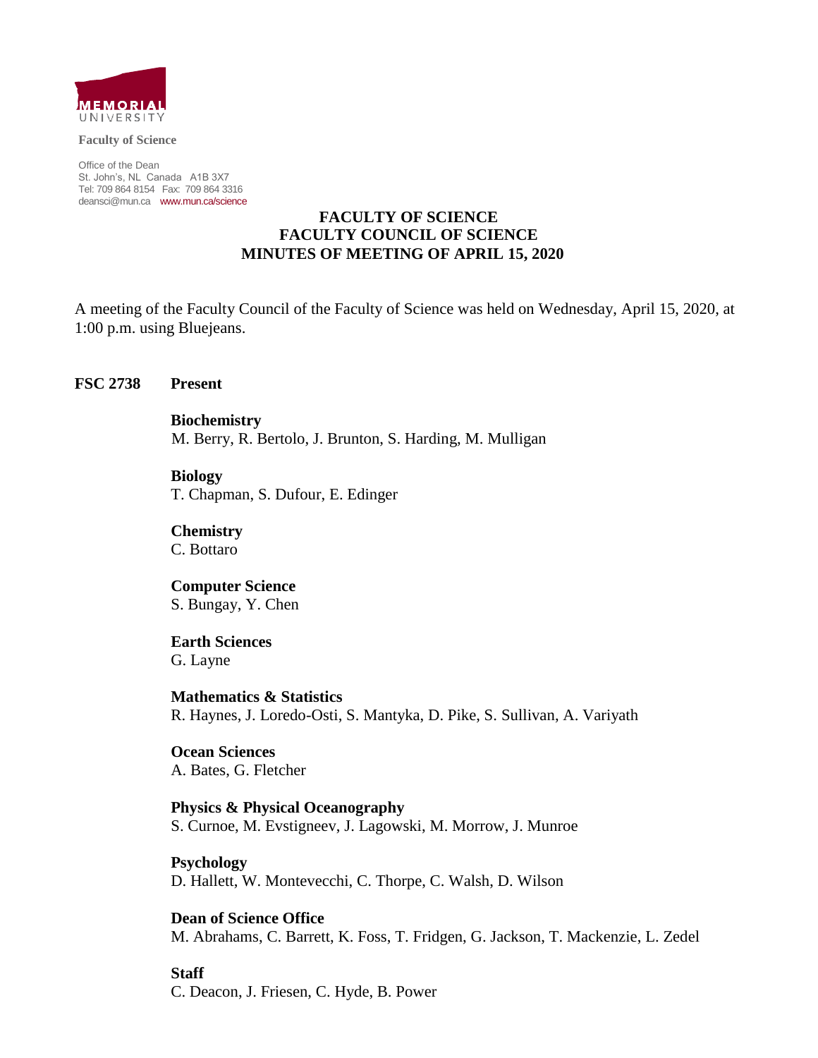**Faculty of Science**

Office of the Dean
St. John's, NL Canada A1B 3X7
Tel: 709 864 8154 Fax: 709 864 3316
deansci@mun.ca www.mun.ca/science

# FACULTY OF SCIENCE
# FACULTY COUNCIL OF SCIENCE
# MINUTES OF MEETING OF APRIL 15, 2020

A meeting of the Faculty Council of the Faculty of Science was held on Wednesday, April 15, 2020, at 1:00 p.m. using Bluejeans.

**FSC 2738 Present**

**Biochemistry**
M. Berry, R. Bertolo, J. Brunton, S. Harding, M. Mulligan

**Biology**
T. Chapman, S. Dufour, E. Edinger

**Chemistry**
C. Bottaro

**Computer Science**
S. Bungay, Y. Chen

**Earth Sciences**
G. Layne

**Mathematics & Statistics**
R. Haynes, J. Loredo-Osti, S. Mantyka, D. Pike, S. Sullivan, A. Variyath

**Ocean Sciences**
A. Bates, G. Fletcher

**Physics & Physical Oceanography**
S. Curnoe, M. Evstigneev, J. Lagowski, M. Morrow, J. Munroe

**Psychology**
D. Hallett, W. Montevecchi, C. Thorpe, C. Walsh, D. Wilson

**Dean of Science Office**
M. Abrahams, C. Barrett, K. Foss, T. Fridgen, G. Jackson, T. Mackenzie, L. Zedel

**Staff**
C. Deacon, J. Friesen, C. Hyde, B. Power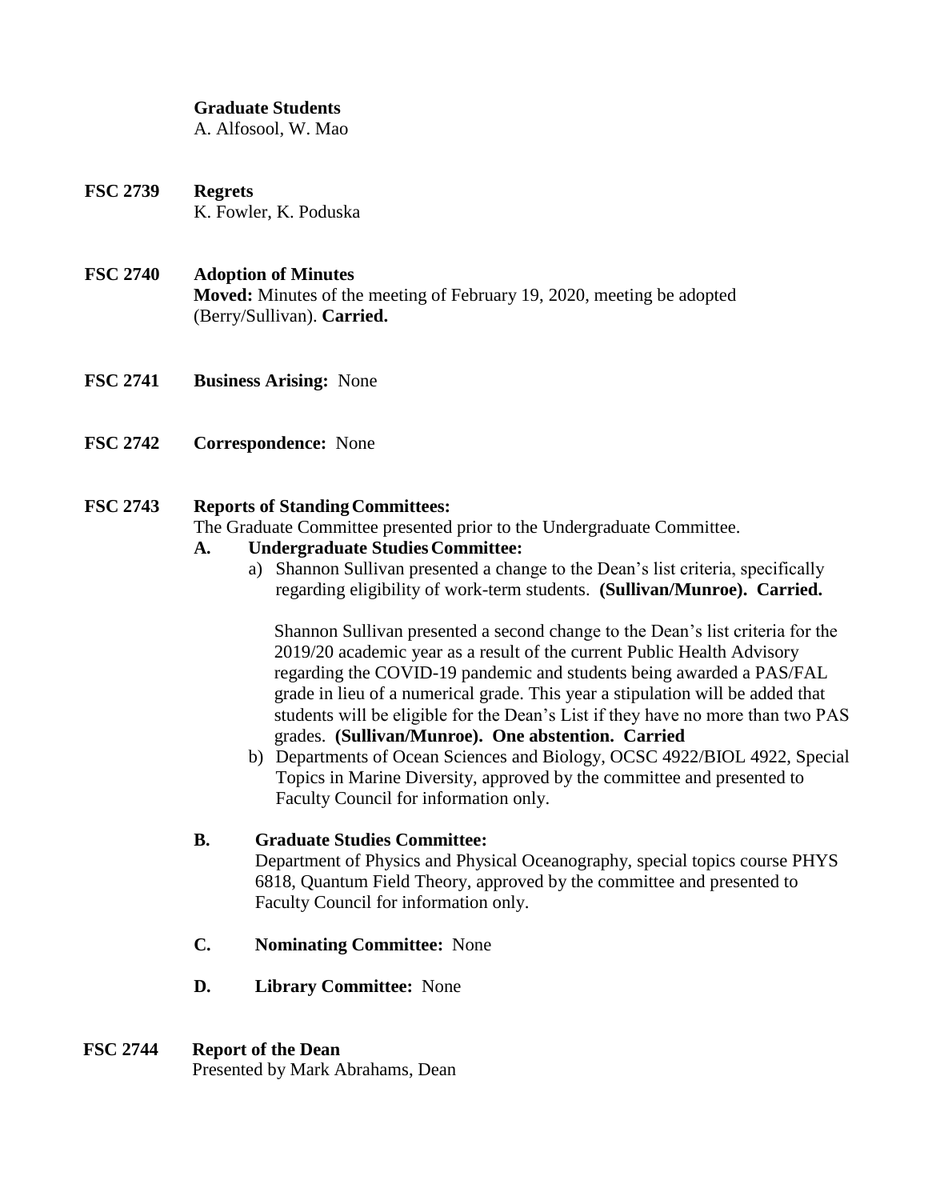**Graduate Students**
A. Alfosool, W. Mao

**FSC 2739 Regrets**
K. Fowler, K. Poduska

**FSC 2740 Adoption of Minutes**
**Moved:** Minutes of the meeting of February 19, 2020, meeting be adopted (Berry/Sullivan). **Carried.**

**FSC 2741 Business Arising:** None

**FSC 2742 Correspondence:** None

**FSC 2743 Reports of Standing Committees:**
The Graduate Committee presented prior to the Undergraduate Committee.

**A. Undergraduate Studies Committee:**

a) Shannon Sullivan presented a change to the Dean's list criteria, specifically regarding eligibility of work-term students. **(Sullivan/Munroe). Carried.**

Shannon Sullivan presented a second change to the Dean's list criteria for the 2019/20 academic year as a result of the current Public Health Advisory regarding the COVID-19 pandemic and students being awarded a PAS/FAL grade in lieu of a numerical grade. This year a stipulation will be added that students will be eligible for the Dean's List if they have no more than two PAS grades. **(Sullivan/Munroe). One abstention. Carried**

b) Departments of Ocean Sciences and Biology, OCSC 4922/BIOL 4922, Special Topics in Marine Diversity, approved by the committee and presented to Faculty Council for information only.

**B. Graduate Studies Committee:**
Department of Physics and Physical Oceanography, special topics course PHYS 6818, Quantum Field Theory, approved by the committee and presented to Faculty Council for information only.

**C. Nominating Committee:** None

**D. Library Committee:** None

**FSC 2744 Report of the Dean**
Presented by Mark Abrahams, Dean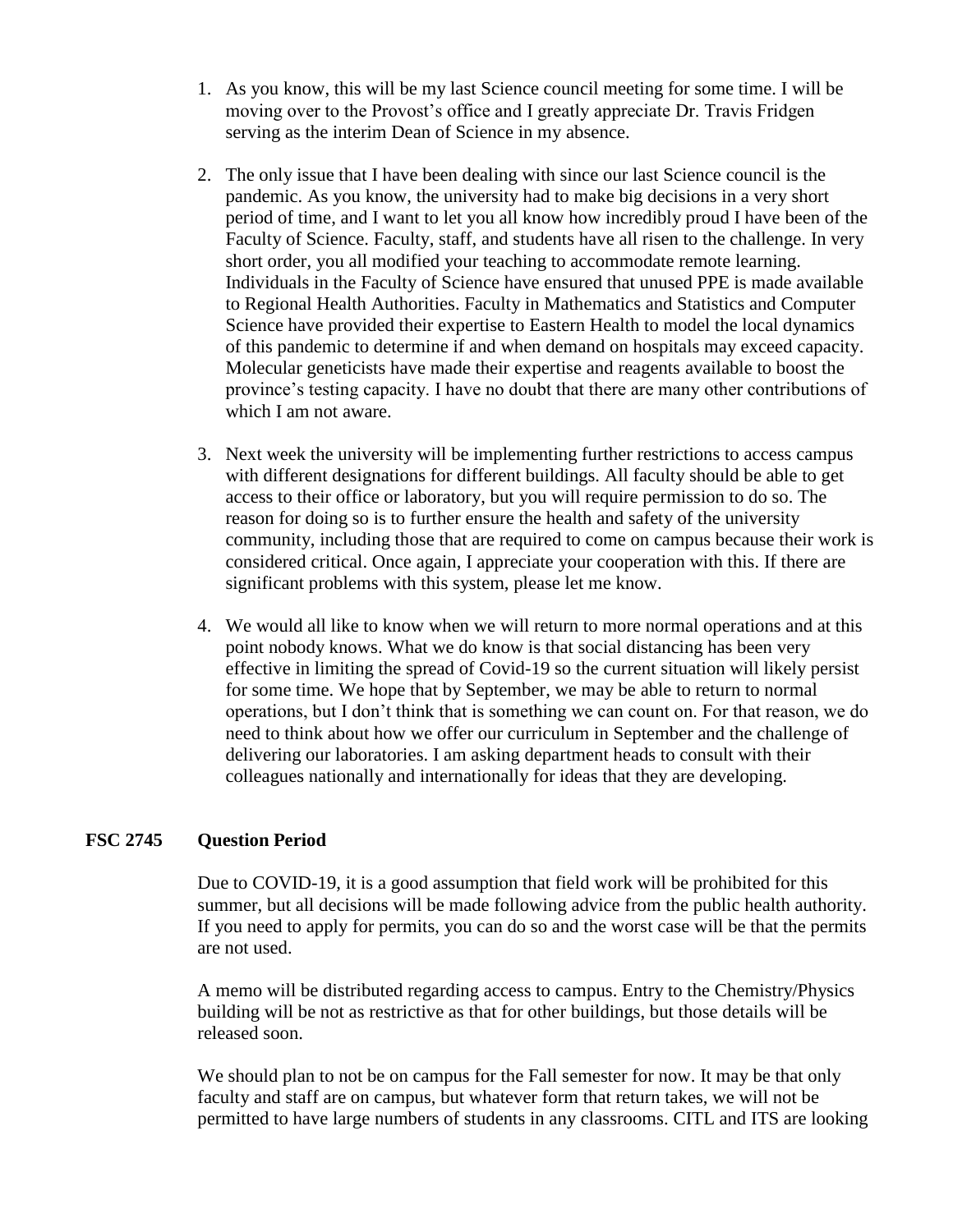1. As you know, this will be my last Science council meeting for some time. I will be moving over to the Provost's office and I greatly appreciate Dr. Travis Fridgen serving as the interim Dean of Science in my absence.

2. The only issue that I have been dealing with since our last Science council is the pandemic. As you know, the university had to make big decisions in a very short period of time, and I want to let you all know how incredibly proud I have been of the Faculty of Science. Faculty, staff, and students have all risen to the challenge. In very short order, you all modified your teaching to accommodate remote learning. Individuals in the Faculty of Science have ensured that unused PPE is made available to Regional Health Authorities. Faculty in Mathematics and Statistics and Computer Science have provided their expertise to Eastern Health to model the local dynamics of this pandemic to determine if and when demand on hospitals may exceed capacity. Molecular geneticists have made their expertise and reagents available to boost the province's testing capacity. I have no doubt that there are many other contributions of which I am not aware.

3. Next week the university will be implementing further restrictions to access campus with different designations for different buildings. All faculty should be able to get access to their office or laboratory, but you will require permission to do so. The reason for doing so is to further ensure the health and safety of the university community, including those that are required to come on campus because their work is considered critical. Once again, I appreciate your cooperation with this. If there are significant problems with this system, please let me know.

4. We would all like to know when we will return to more normal operations and at this point nobody knows. What we do know is that social distancing has been very effective in limiting the spread of Covid-19 so the current situation will likely persist for some time. We hope that by September, we may be able to return to normal operations, but I don't think that is something we can count on. For that reason, we do need to think about how we offer our curriculum in September and the challenge of delivering our laboratories. I am asking department heads to consult with their colleagues nationally and internationally for ideas that they are developing.

**FSC 2745 Question Period**

Due to COVID-19, it is a good assumption that field work will be prohibited for this summer, but all decisions will be made following advice from the public health authority. If you need to apply for permits, you can do so and the worst case will be that the permits are not used.

A memo will be distributed regarding access to campus. Entry to the Chemistry/Physics building will be not as restrictive as that for other buildings, but those details will be released soon.

We should plan to not be on campus for the Fall semester for now. It may be that only faculty and staff are on campus, but whatever form that return takes, we will not be permitted to have large numbers of students in any classrooms. CITL and ITS are looking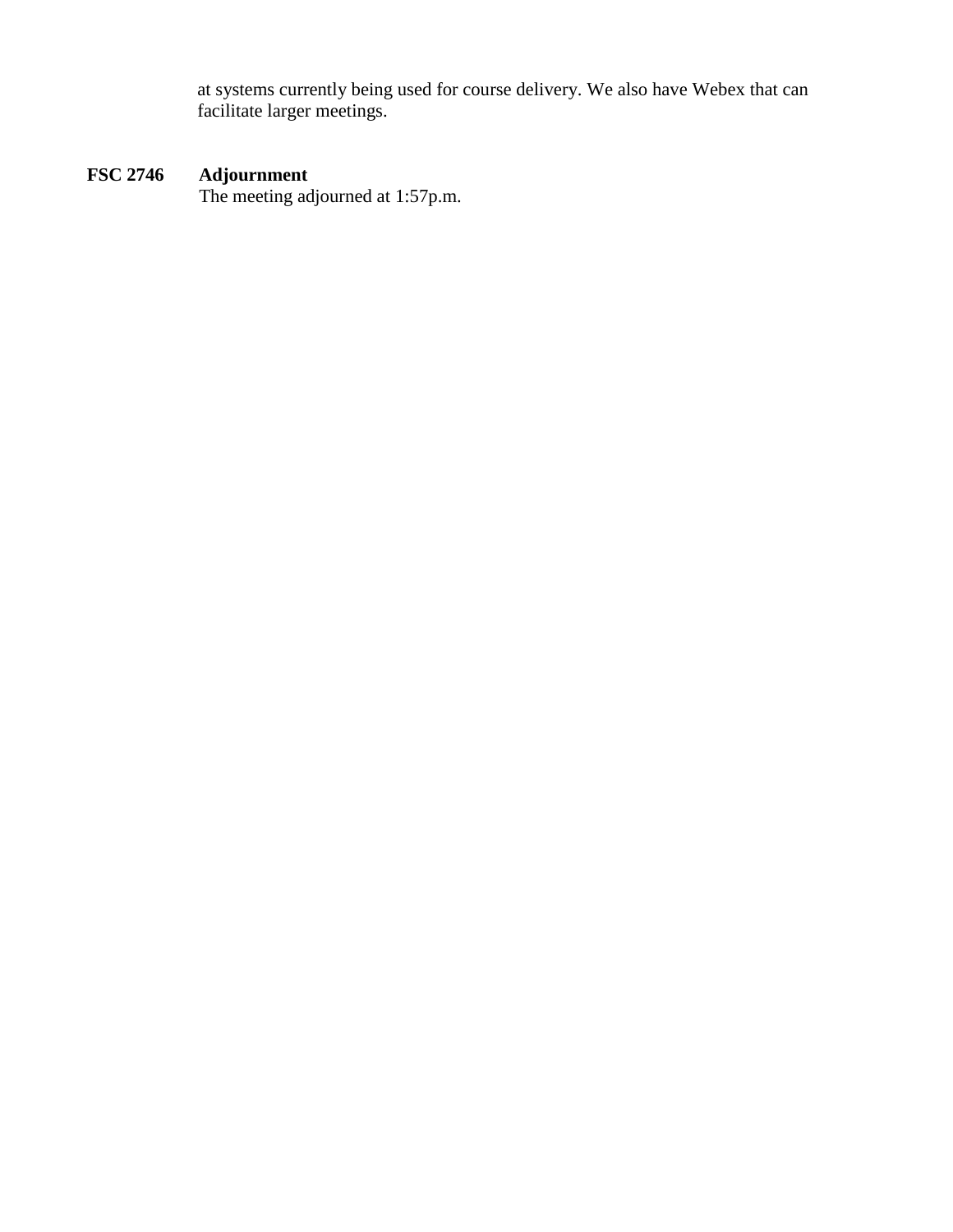at systems currently being used for course delivery. We also have Webex that can facilitate larger meetings.

**FSC 2746 Adjournment**

The meeting adjourned at 1:57p.m.